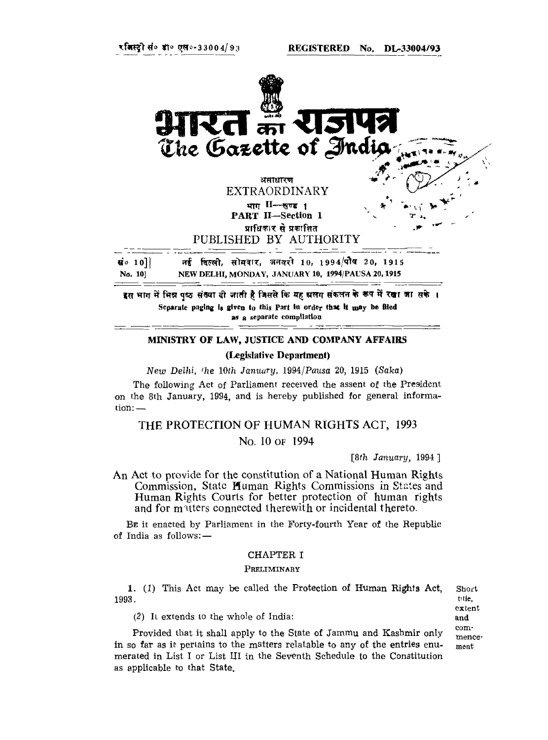रजिस्ट्री सं० डी० एल०-33004/93 **REGISTERED No. DL-33004/93**

# भारत का राजपत्र
# The Gazette of India

असाधारण
EXTRAORDINARY

भाग II—खण्ड 1
**PART II—Section 1**

प्राधिकार से प्रकाशित
PUBLISHED BY AUTHORITY

सं० 10] नई दिल्ली, सोमवार, जनवरी 10, 1994/पौष 20, 1915
**No. 10] NEW DELHI, MONDAY, JANUARY 10, 1994/PAUSA 20, 1915**

इस भाग में भिन्न पृष्ठ संख्या दी जाती है जिससे कि यह अलग संकलन के रूप में रखा जा सके।
Separate paging is given to this Part in order that it may be filed as a separate compilation

**MINISTRY OF LAW, JUSTICE AND COMPANY AFFAIRS**

**(Legislative Department)**

*New Delhi, the 10th January, 1994/Pausa 20, 1915 (Saka)*

The following Act of Parliament received the assent of the President on the 8th January, 1994, and is hereby published for general information:—

## THE PROTECTION OF HUMAN RIGHTS ACT, 1993

### No. 10 of 1994

[*8th January, 1994*]

An Act to provide for the constitution of a National Human Rights Commission, State Human Rights Commissions in States and Human Rights Courts for better protection of human rights and for matters connected therewith or incidental thereto.

Be it enacted by Parliament in the Forty-fourth Year of the Republic of India as follows:—

### CHAPTER I

#### Preliminary

Short title, extent and commencement.

**1.** (*1*) This Act may be called the Protection of Human Rights Act, 1993.

(*2*) It extends to the whole of India:

Provided that it shall apply to the State of Jammu and Kashmir only in so far as it pertains to the matters relatable to any of the entries enumerated in List I or List III in the Seventh Schedule to the Constitution as applicable to that State.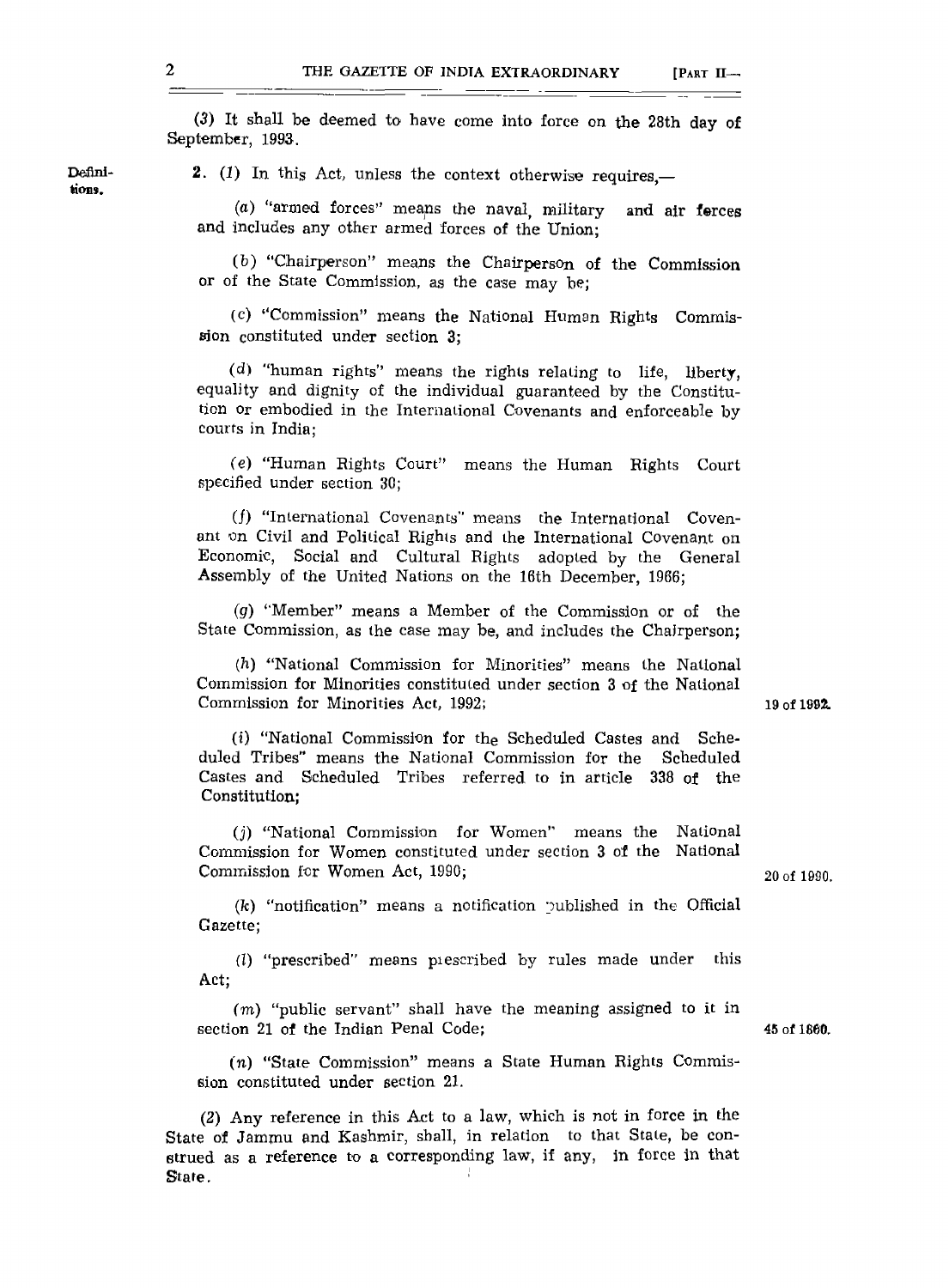(3) It shall be deemed to have come into force on the 28th day of September, 1993.

**Definitions.**

2. (1) In this Act, unless the context otherwise requires,—

(a) "armed forces" means the naval, military and air forces and includes any other armed forces of the Union;

(b) "Chairperson" means the Chairperson of the Commission or of the State Commission, as the case may be;

(c) "Commission" means the National Human Rights Commission constituted under section 3;

(d) "human rights" means the rights relating to life, liberty, equality and dignity of the individual guaranteed by the Constitution or embodied in the International Covenants and enforceable by courts in India;

(e) "Human Rights Court" means the Human Rights Court specified under section 30;

(f) "International Covenants" means the International Covenant on Civil and Political Rights and the International Covenant on Economic, Social and Cultural Rights adopted by the General Assembly of the United Nations on the 16th December, 1966;

(g) "Member" means a Member of the Commission or of the State Commission, as the case may be, and includes the Chairperson;

(h) "National Commission for Minorities" means the National Commission for Minorities constituted under section 3 of the National Commission for Minorities Act, 1992; 19 of 1992.

(i) "National Commission for the Scheduled Castes and Scheduled Tribes" means the National Commission for the Scheduled Castes and Scheduled Tribes referred to in article 338 of the Constitution;

(j) "National Commission for Women" means the National Commission for Women constituted under section 3 of the National Commission for Women Act, 1990; 20 of 1990.

(k) "notification" means a notification published in the Official Gazette;

(l) "prescribed" means prescribed by rules made under this Act;

(m) "public servant" shall have the meaning assigned to it in section 21 of the Indian Penal Code; 45 of 1860.

(n) "State Commission" means a State Human Rights Commission constituted under section 21.

(2) Any reference in this Act to a law, which is not in force in the State of Jammu and Kashmir, shall, in relation to that State, be construed as a reference to a corresponding law, if any, in force in that State.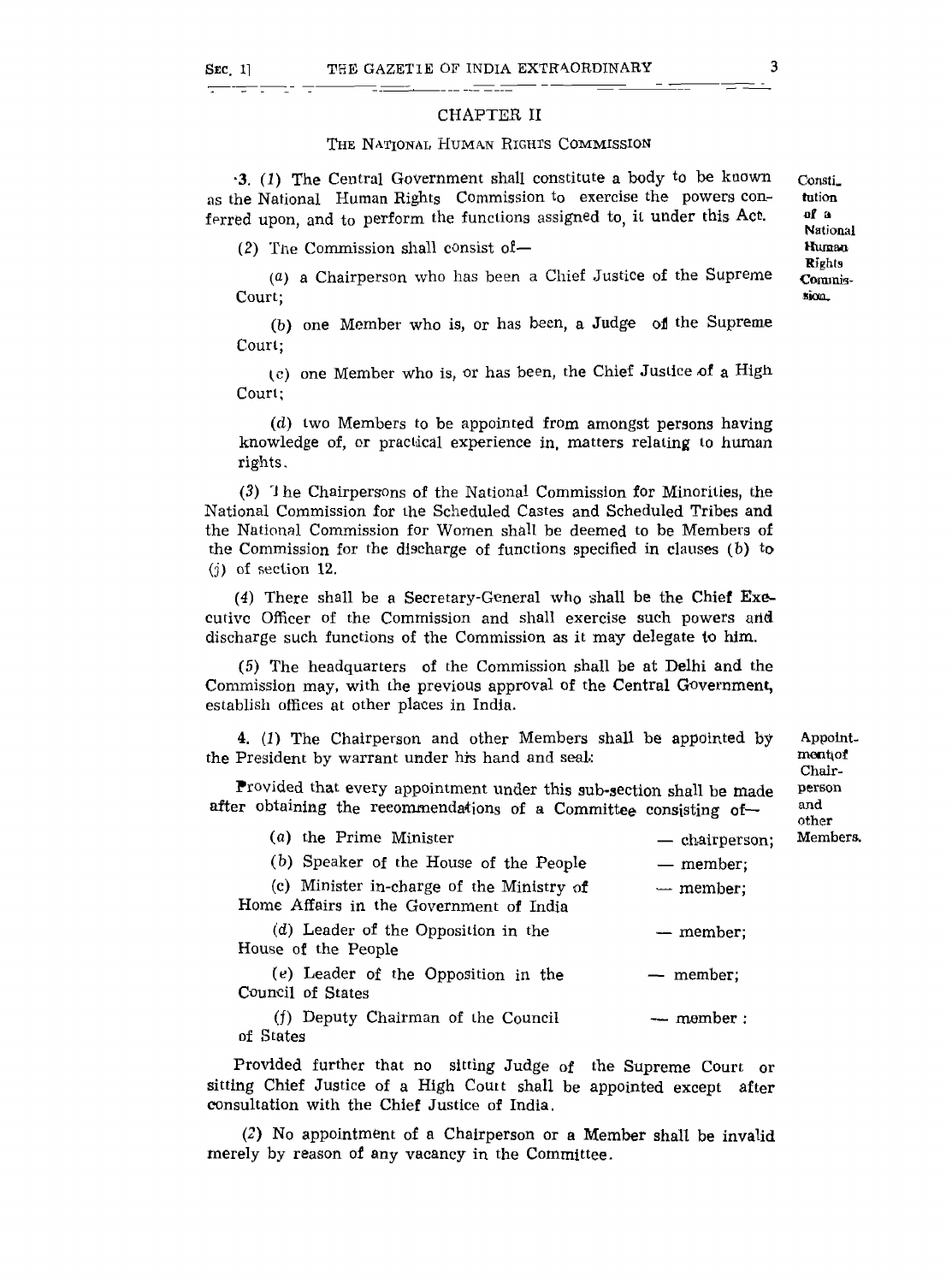## CHAPTER II

### THE NATIONAL HUMAN RIGHTS COMMISSION

Constitution of a National Human Rights Commission.

3. (1) The Central Government shall constitute a body to be known as the National Human Rights Commission to exercise the powers conferred upon, and to perform the functions assigned to, it under this Act.

(2) The Commission shall consist of—

(a) a Chairperson who has been a Chief Justice of the Supreme Court;

(b) one Member who is, or has been, a Judge of the Supreme Court;

(c) one Member who is, or has been, the Chief Justice of a High Court;

(d) two Members to be appointed from amongst persons having knowledge of, or practical experience in, matters relating to human rights.

(3) The Chairpersons of the National Commission for Minorities, the National Commission for the Scheduled Castes and Scheduled Tribes and the National Commission for Women shall be deemed to be Members of the Commission for the discharge of functions specified in clauses (b) to (j) of section 12.

(4) There shall be a Secretary-General who shall be the Chief Executive Officer of the Commission and shall exercise such powers and discharge such functions of the Commission as it may delegate to him.

(5) The headquarters of the Commission shall be at Delhi and the Commission may, with the previous approval of the Central Government, establish offices at other places in India.

Appointment of Chairperson and other Members.

4. (1) The Chairperson and other Members shall be appointed by the President by warrant under his hand and seal:

Provided that every appointment under this sub-section shall be made after obtaining the recommendations of a Committee consisting of—

(a) the Prime Minister — chairperson;

(b) Speaker of the House of the People — member;

(c) Minister in-charge of the Ministry of Home Affairs in the Government of India — member;

(d) Leader of the Opposition in the House of the People — member;

(e) Leader of the Opposition in the Council of States — member;

(f) Deputy Chairman of the Council of States — member:

Provided further that no sitting Judge of the Supreme Court or sitting Chief Justice of a High Court shall be appointed except after consultation with the Chief Justice of India.

(2) No appointment of a Chairperson or a Member shall be invalid merely by reason of any vacancy in the Committee.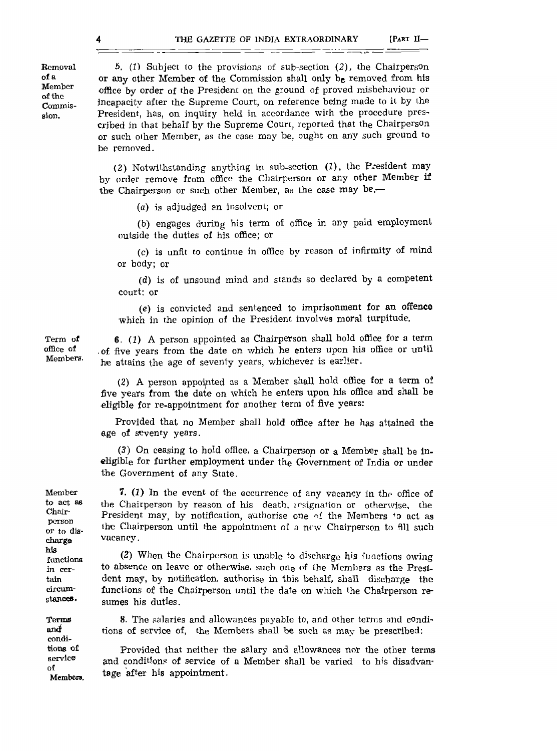**Removal of a Member of the Commission.**

5. (1) Subject to the provisions of sub-section (2), the Chairperson or any other Member of the Commission shall only be removed from his office by order of the President on the ground of proved misbehaviour or incapacity after the Supreme Court, on reference being made to it by the President, has, on inquiry held in accordance with the procedure prescribed in that behalf by the Supreme Court, reported that the Chairperson or such other Member, as the case may be, ought on any such ground to be removed.

(2) Notwithstanding anything in sub-section (1), the President may by order remove from office the Chairperson or any other Member if the Chairperson or such other Member, as the case may be,—

(a) is adjudged an insolvent; or

(b) engages during his term of office in any paid employment outside the duties of his office; or

(c) is unfit to continue in office by reason of infirmity of mind or body; or

(d) is of unsound mind and stands so declared by a competent court; or

(e) is convicted and sentenced to imprisonment for an offence which in the opinion of the President involves moral turpitude.

**Term of office of Members.**

6. (1) A person appointed as Chairperson shall hold office for a term of five years from the date on which he enters upon his office or until he attains the age of seventy years, whichever is earlier.

(2) A person appointed as a Member shall hold office for a term of five years from the date on which he enters upon his office and shall be eligible for re-appointment for another term of five years:

Provided that no Member shall hold office after he has attained the age of seventy years.

(3) On ceasing to hold office, a Chairperson or a Member shall be ineligible for further employment under the Government of India or under the Government of any State.

**Member to act as Chairperson or to discharge his functions in certain circumstances.**

7. (1) In the event of the occurrence of any vacancy in the office of the Chairperson by reason of his death, resignation or otherwise, the President may, by notification, authorise one of the Members to act as the Chairperson until the appointment of a new Chairperson to fill such vacancy.

(2) When the Chairperson is unable to discharge his functions owing to absence on leave or otherwise, such one of the Members as the President may, by notification, authorise in this behalf, shall discharge the functions of the Chairperson until the date on which the Chairperson resumes his duties.

**Terms and conditions of service of Members.**

8. The salaries and allowances payable to, and other terms and conditions of service of, the Members shall be such as may be prescribed:

Provided that neither the salary and allowances nor the other terms and conditions of service of a Member shall be varied to his disadvantage after his appointment.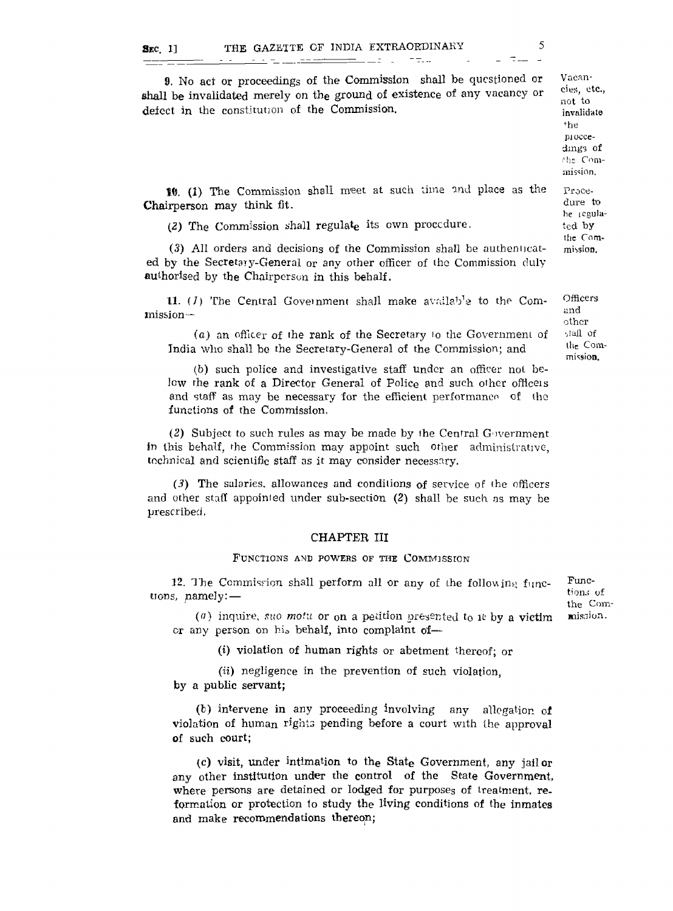9. No act or proceedings of the Commission shall be questioned or shall be invalidated merely on the ground of existence of any vacancy or defect in the constitution of the Commission.

Vacancies, etc., not to invalidate the proceedings of the Commission.

10. (1) The Commission shall meet at such time and place as the Chairperson may think fit.

Procedure to be regulated by the Commission.

(2) The Commission shall regulate its own procedure.

(3) All orders and decisions of the Commission shall be authenticated by the Secretary-General or any other officer of the Commission duly authorised by the Chairperson in this behalf.

11. (1) The Central Government shall make available to the Commission—

Officers and other staff of the Commission.

(a) an officer of the rank of the Secretary to the Government of India who shall be the Secretary-General of the Commission; and

(b) such police and investigative staff under an officer not below the rank of a Director General of Police and such other officers and staff as may be necessary for the efficient performance of the functions of the Commission.

(2) Subject to such rules as may be made by the Central Government in this behalf, the Commission may appoint such other administrative, technical and scientific staff as it may consider necessary.

(3) The salaries, allowances and conditions of service of the officers and other staff appointed under sub-section (2) shall be such as may be prescribed.

## CHAPTER III

### FUNCTIONS AND POWERS OF THE COMMISSION

12. The Commission shall perform all or any of the following functions, namely:—

Functions of the Commission.

(a) inquire, *suo motu* or on a petition presented to it by a victim or any person on his behalf, into complaint of—

(i) violation of human rights or abetment thereof; or

(ii) negligence in the prevention of such violation,

by a public servant;

(b) intervene in any proceeding involving any allegation of violation of human rights pending before a court with the approval of such court;

(c) visit, under intimation to the State Government, any jail or any other institution under the control of the State Government, where persons are detained or lodged for purposes of treatment, reformation or protection to study the living conditions of the inmates and make recommendations thereon;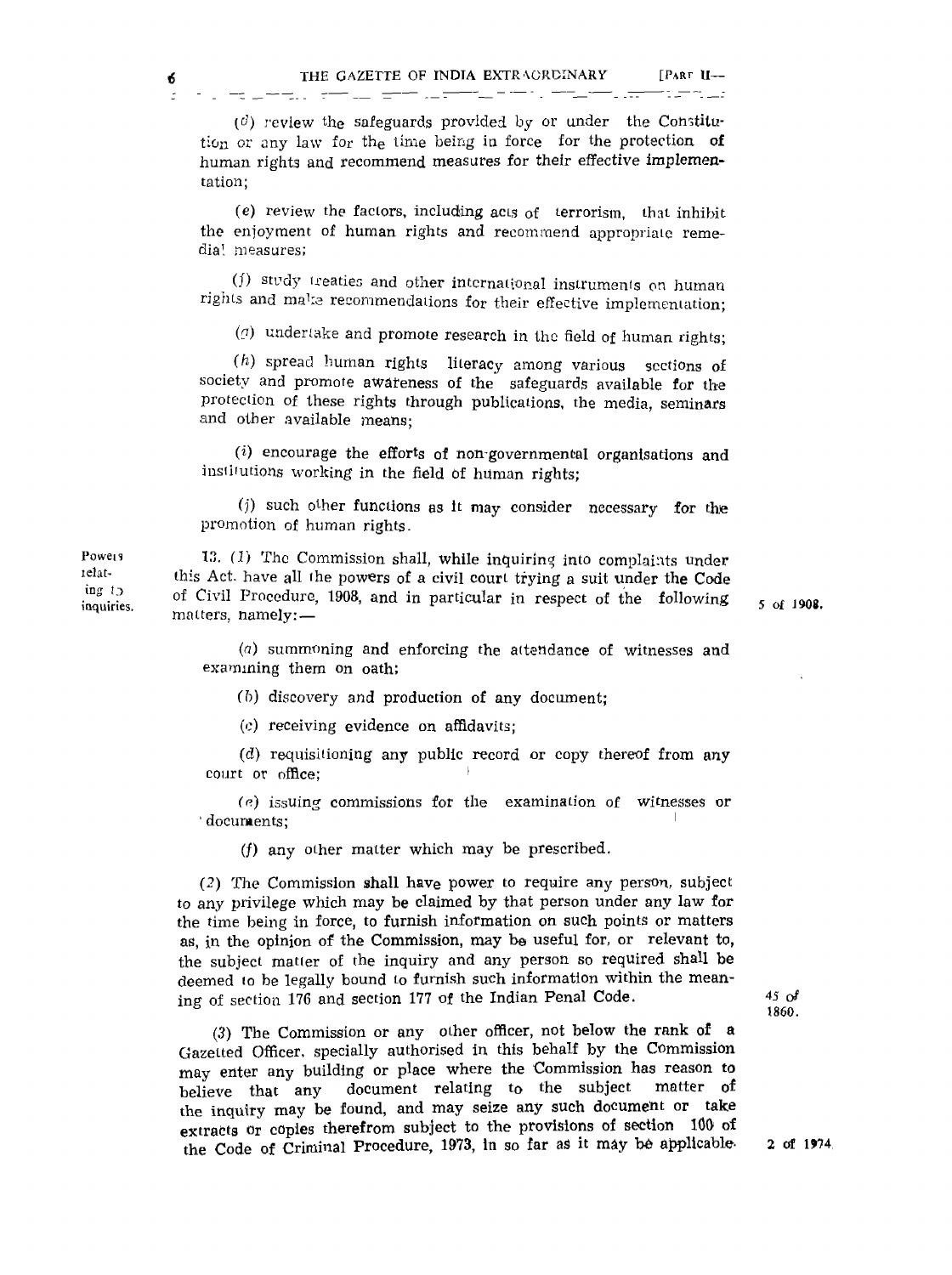(d) review the safeguards provided by or under the Constitution or any law for the time being in force for the protection of human rights and recommend measures for their effective implementation;

(e) review the factors, including acts of terrorism, that inhibit the enjoyment of human rights and recommend appropriate remedial measures;

(f) study treaties and other international instruments on human rights and make recommendations for their effective implementation;

(g) undertake and promote research in the field of human rights;

(h) spread human rights literacy among various sections of society and promote awareness of the safeguards available for the protection of these rights through publications, the media, seminars and other available means;

(i) encourage the efforts of non-governmental organisations and institutions working in the field of human rights;

(j) such other functions as it may consider necessary for the promotion of human rights.

Powers relating to inquiries.

13. (1) The Commission shall, while inquiring into complaints under this Act, have all the powers of a civil court trying a suit under the Code of Civil Procedure, 1908, and in particular in respect of the following matters, namely:— 5 of 1908.

(a) summoning and enforcing the attendance of witnesses and examining them on oath;

(b) discovery and production of any document;

(c) receiving evidence on affidavits;

(d) requisitioning any public record or copy thereof from any court or office;

(e) issuing commissions for the examination of witnesses or documents;

(f) any other matter which may be prescribed.

(2) The Commission shall have power to require any person, subject to any privilege which may be claimed by that person under any law for the time being in force, to furnish information on such points or matters as, in the opinion of the Commission, may be useful for, or relevant to, the subject matter of the inquiry and any person so required shall be deemed to be legally bound to furnish such information within the meaning of section 176 and section 177 of the Indian Penal Code. 45 of 1860.

(3) The Commission or any other officer, not below the rank of a Gazetted Officer, specially authorised in this behalf by the Commission may enter any building or place where the Commission has reason to believe that any document relating to the subject matter of the inquiry may be found, and may seize any such document or take extracts or copies therefrom subject to the provisions of section 100 of the Code of Criminal Procedure, 1973, in so far as it may be applicable. 2 of 1974.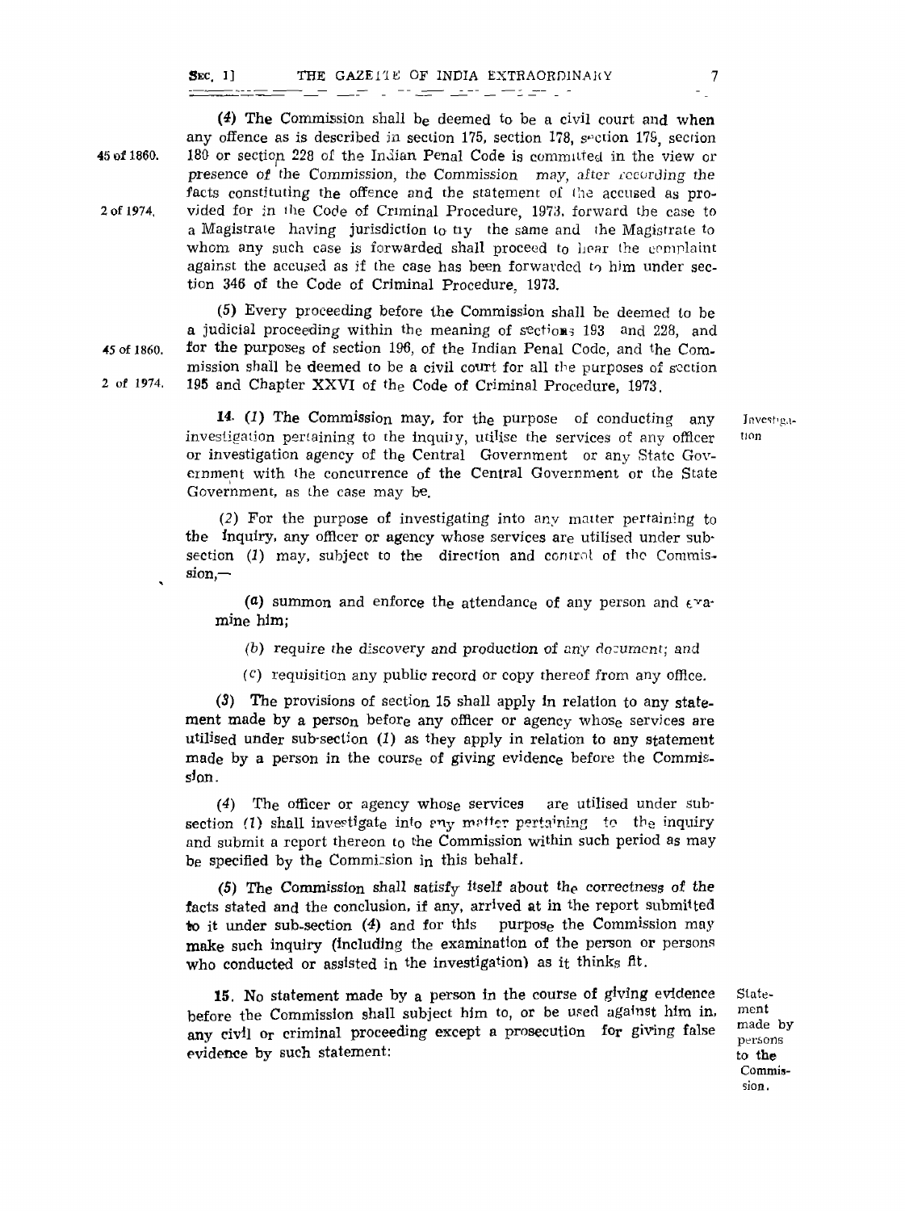(4) The Commission shall be deemed to be a civil court and when any offence as is described in section 175, section 178, section 179, section 180 or section 228 of the Indian Penal Code is committed in the view or presence of the Commission, the Commission may, after recording the facts constituting the offence and the statement of the accused as provided for in the Code of Criminal Procedure, 1973, forward the case to a Magistrate having jurisdiction to try the same and the Magistrate to whom any such case is forwarded shall proceed to hear the complaint against the accused as if the case has been forwarded to him under section 346 of the Code of Criminal Procedure, 1973.

45 of 1860.

2 of 1974.

(5) Every proceeding before the Commission shall be deemed to be a judicial proceeding within the meaning of sections 193 and 228, and for the purposes of section 196, of the Indian Penal Code, and the Commission shall be deemed to be a civil court for all the purposes of section 195 and Chapter XXVI of the Code of Criminal Procedure, 1973.

45 of 1860.

2 of 1974.

Investigation

14. (1) The Commission may, for the purpose of conducting any investigation pertaining to the inquiry, utilise the services of any officer or investigation agency of the Central Government or any State Government with the concurrence of the Central Government or the State Government, as the case may be.

(2) For the purpose of investigating into any matter pertaining to the inquiry, any officer or agency whose services are utilised under sub-section (1) may, subject to the direction and control of the Commission,—

(a) summon and enforce the attendance of any person and examine him;

(b) require the discovery and production of any document; and

(c) requisition any public record or copy thereof from any office.

(3) The provisions of section 15 shall apply in relation to any statement made by a person before any officer or agency whose services are utilised under sub-section (1) as they apply in relation to any statement made by a person in the course of giving evidence before the Commission.

(4) The officer or agency whose services are utilised under sub-section (1) shall investigate into any matter pertaining to the inquiry and submit a report thereon to the Commission within such period as may be specified by the Commission in this behalf.

(5) The Commission shall satisfy itself about the correctness of the facts stated and the conclusion, if any, arrived at in the report submitted to it under sub-section (4) and for this purpose the Commission may make such inquiry (including the examination of the person or persons who conducted or assisted in the investigation) as it thinks fit.

Statement made by persons to the Commission.

15. No statement made by a person in the course of giving evidence before the Commission shall subject him to, or be used against him in, any civil or criminal proceeding except a prosecution for giving false evidence by such statement: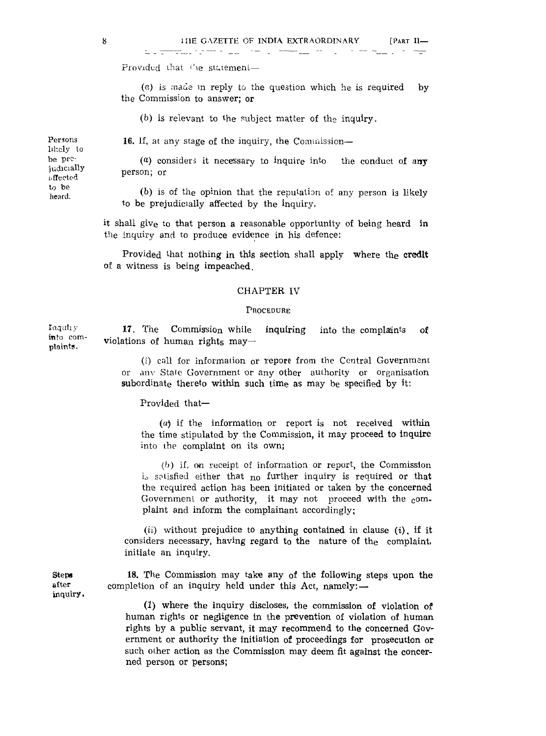Provided that the statement—

(*a*) is made in reply to the question which he is required by the Commission to answer; or

(*b*) is relevant to the subject matter of the inquiry.

**Persons likely to be prejudicially affected to be heard.**

**16.** If, at any stage of the inquiry, the Commission—

(*a*) considers it necessary to inquire into the conduct of any person; or

(*b*) is of the opinion that the reputation of any person is likely to be prejudicially affected by the inquiry,

it shall give to that person a reasonable opportunity of being heard in the inquiry and to produce evidence in his defence:

Provided that nothing in this section shall apply where the credit of a witness is being impeached.

## CHAPTER IV

### PROCEDURE

**Inquiry into complaints.**

**17.** The Commission while inquiring into the complaints of violations of human rights may—

(*i*) call for information or report from the Central Government or any State Government or any other authority or organisation subordinate thereto within such time as may be specified by it:

Provided that—

(*a*) if the information or report is not received within the time stipulated by the Commission, it may proceed to inquire into the complaint on its own;

(*b*) if, on receipt of information or report, the Commission is satisfied either that no further inquiry is required or that the required action has been initiated or taken by the concerned Government or authority, it may not proceed with the complaint and inform the complainant accordingly;

(*ii*) without prejudice to anything contained in clause (*i*), if it considers necessary, having regard to the nature of the complaint, initiate an inquiry.

**Steps after inquiry.**

**18.** The Commission may take any of the following steps upon the completion of an inquiry held under this Act, namely:—

(*1*) where the inquiry discloses, the commission of violation of human rights or negligence in the prevention of violation of human rights by a public servant, it may recommend to the concerned Government or authority the initiation of proceedings for prosecution or such other action as the Commission may deem fit against the concerned person or persons;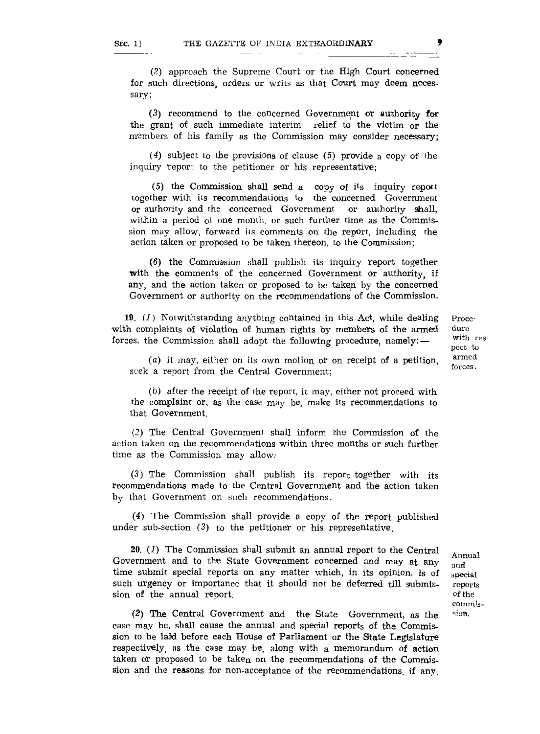(2) approach the Supreme Court or the High Court concerned for such directions, orders or writs as that Court may deem necessary;

(3) recommend to the concerned Government or authority for the grant of such immediate interim relief to the victim or the members of his family as the Commission may consider necessary;

(4) subject to the provisions of clause (5) provide a copy of the inquiry report to the petitioner or his representative;

(5) the Commission shall send a copy of its inquiry report together with its recommendations to the concerned Government or authority and the concerned Government or authority shall, within a period of one month, or such further time as the Commission may allow, forward its comments on the report, including the action taken or proposed to be taken thereon, to the Commission;

(6) the Commission shall publish its inquiry report together with the comments of the concerned Government or authority, if any, and the action taken or proposed to be taken by the concerned Government or authority on the recommendations of the Commission.

**Procedure with respect to armed forces.**

19. (1) Notwithstanding anything contained in this Act, while dealing with complaints of violation of human rights by members of the armed forces, the Commission shall adopt the following procedure, namely:—

(a) it may, either on its own motion or on receipt of a petition, seek a report from the Central Government;

(b) after the receipt of the report, it may, either not proceed with the complaint or, as the case may be, make its recommendations to that Government.

(2) The Central Government shall inform the Commission of the action taken on the recommendations within three months or such further time as the Commission may allow.

(3) The Commission shall publish its report together with its recommendations made to the Central Government and the action taken by that Government on such recommendations.

(4) The Commission shall provide a copy of the report published under sub-section (3) to the petitioner or his representative.

**Annual and special reports of the commission.**

20. (1) The Commission shall submit an annual report to the Central Government and to the State Government concerned and may at any time submit special reports on any matter which, in its opinion, is of such urgency or importance that it should not be deferred till submission of the annual report.

(2) The Central Government and the State Government, as the case may be, shall cause the annual and special reports of the Commission to be laid before each House of Parliament or the State Legislature respectively, as the case may be, along with a memorandum of action taken or proposed to be taken on the recommendations of the Commission and the reasons for non-acceptance of the recommendations, if any.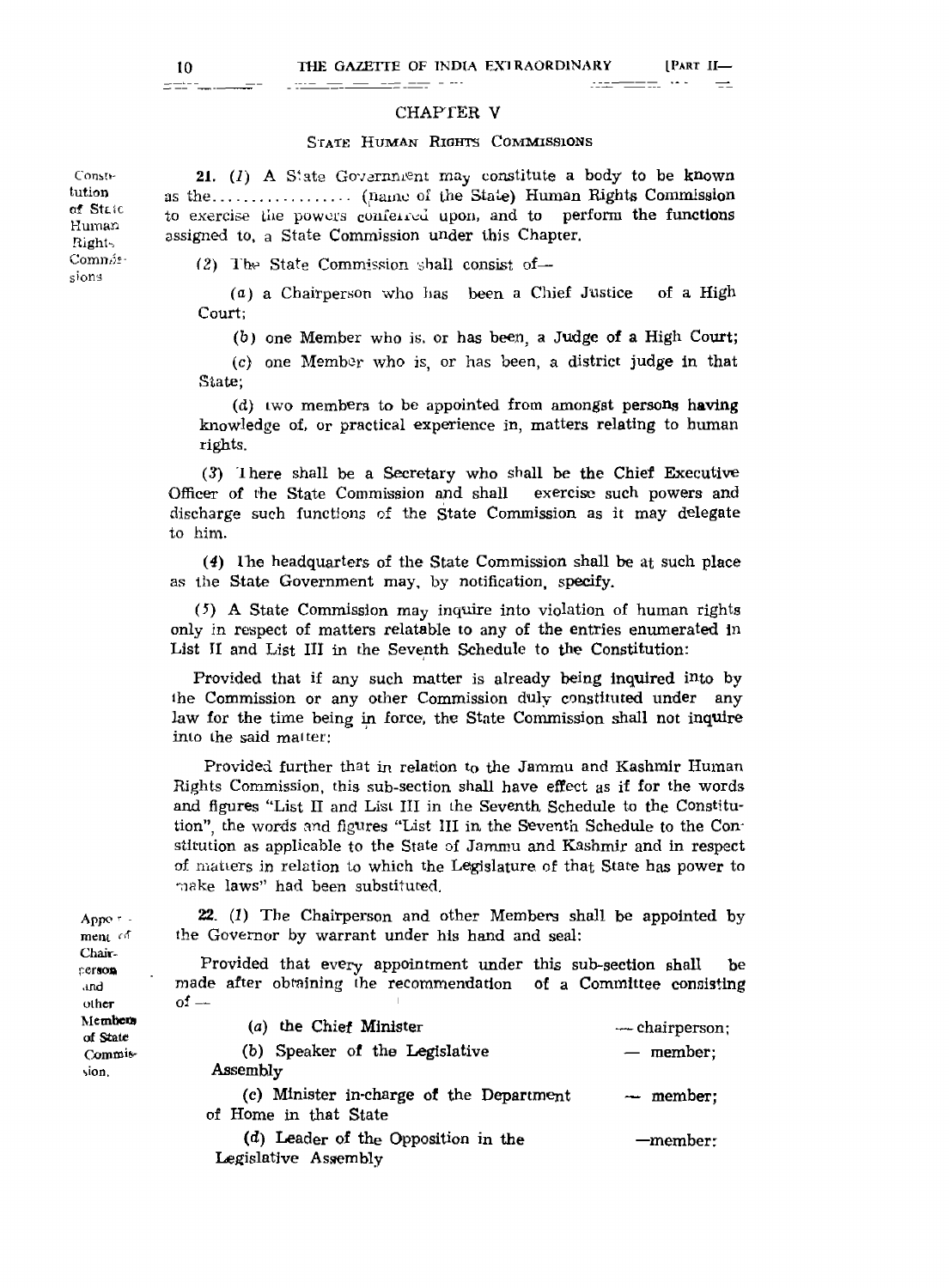## CHAPTER V

### STATE HUMAN RIGHTS COMMISSIONS

Constitution of State Human Rights Commissions

**21.** (*1*) A State Government may constitute a body to be known as the.................. (name of the State) Human Rights Commission to exercise the powers conferred upon, and to perform the functions assigned to, a State Commission under this Chapter.

(*2*) The State Commission shall consist of—

(*a*) a Chairperson who has been a Chief Justice of a High Court;

(*b*) one Member who is, or has been, a Judge of a High Court;

(*c*) one Member who is, or has been, a district judge in that State;

(*d*) two members to be appointed from amongst persons having knowledge of, or practical experience in, matters relating to human rights.

(*3*) There shall be a Secretary who shall be the Chief Executive Officer of the State Commission and shall exercise such powers and discharge such functions of the State Commission as it may delegate to him.

(*4*) The headquarters of the State Commission shall be at such place as the State Government may, by notification, specify.

(*5*) A State Commission may inquire into violation of human rights only in respect of matters relatable to any of the entries enumerated in List II and List III in the Seventh Schedule to the Constitution:

Provided that if any such matter is already being inquired into by the Commission or any other Commission duly constituted under any law for the time being in force, the State Commission shall not inquire into the said matter:

Provided further that in relation to the Jammu and Kashmir Human Rights Commission, this sub-section shall have effect as if for the words and figures "List II and List III in the Seventh Schedule to the Constitution", the words and figures "List III in the Seventh Schedule to the Constitution as applicable to the State of Jammu and Kashmir and in respect of matters in relation to which the Legislature of that State has power to make laws" had been substituted.

Appointment of Chairperson and other Members of State Commission.

**22.** (*1*) The Chairperson and other Members shall be appointed by the Governor by warrant under his hand and seal:

Provided that every appointment under this sub-section shall be made after obtaining the recommendation of a Committee consisting of —

(*a*) the Chief Minister — chairperson;

(*b*) Speaker of the Legislative Assembly — member;

(*c*) Minister in-charge of the Department of Home in that State — member;

(*d*) Leader of the Opposition in the Legislative Assembly —member: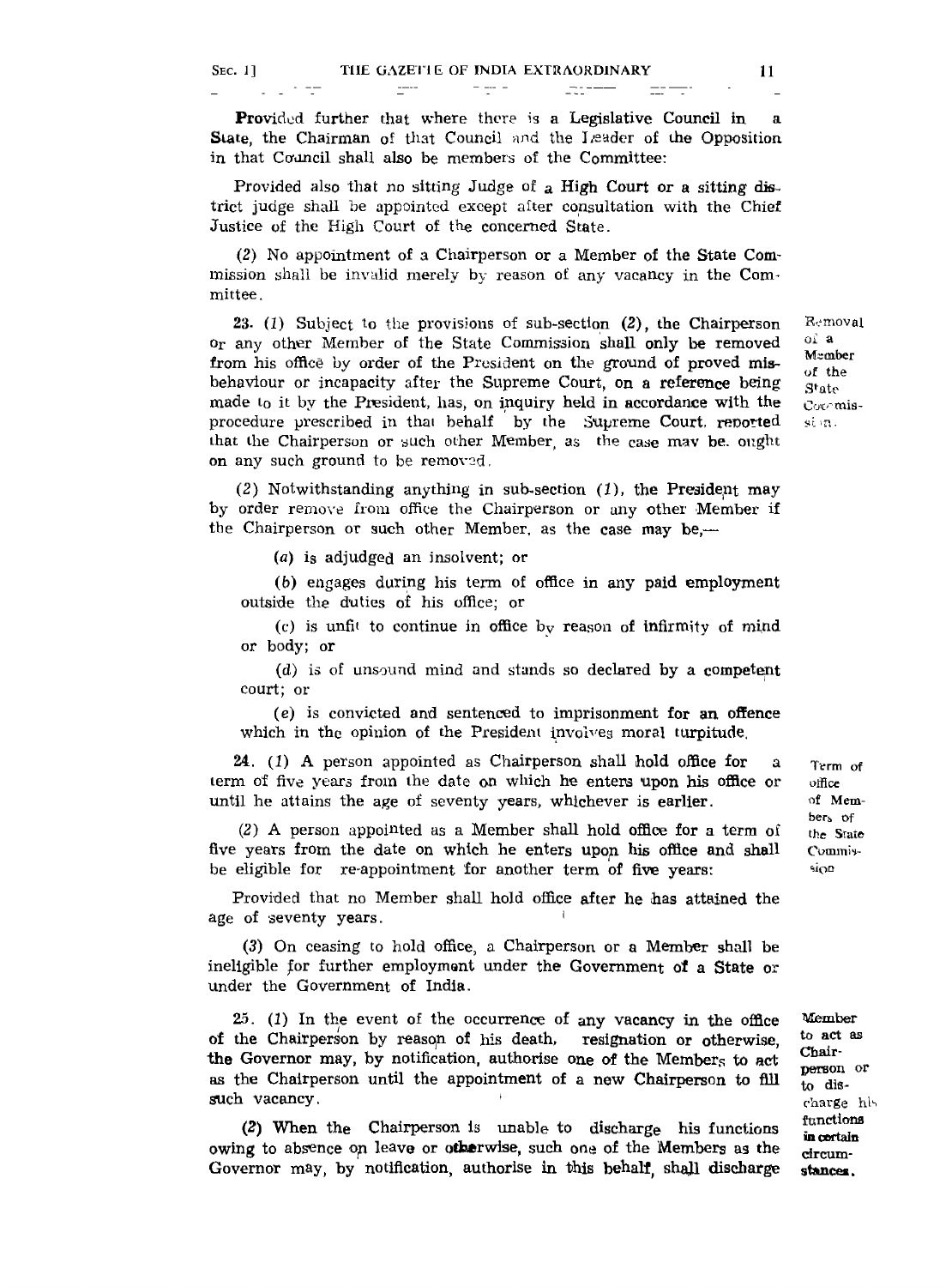Provided further that where there is a Legislative Council in a State, the Chairman of that Council and the Leader of the Opposition in that Council shall also be members of the Committee:

Provided also that no sitting Judge of a High Court or a sitting district judge shall be appointed except after consultation with the Chief Justice of the High Court of the concerned State.

(2) No appointment of a Chairperson or a Member of the State Commission shall be invalid merely by reason of any vacancy in the Committee.

**Removal of a Member of the State Commission.**

23. (1) Subject to the provisions of sub-section (2), the Chairperson or any other Member of the State Commission shall only be removed from his office by order of the President on the ground of proved misbehaviour or incapacity after the Supreme Court, on a reference being made to it by the President, has, on inquiry held in accordance with the procedure prescribed in that behalf by the Supreme Court, reported that the Chairperson or such other Member, as the case may be, ought on any such ground to be removed.

(2) Notwithstanding anything in sub-section (1), the President may by order remove from office the Chairperson or any other Member if the Chairperson or such other Member, as the case may be,—

(a) is adjudged an insolvent; or

(b) engages during his term of office in any paid employment outside the duties of his office; or

(c) is unfit to continue in office by reason of infirmity of mind or body; or

(d) is of unsound mind and stands so declared by a competent court; or

(e) is convicted and sentenced to imprisonment for an offence which in the opinion of the President involves moral turpitude.

**Term of office of Members of the State Commission**

24. (1) A person appointed as Chairperson shall hold office for a term of five years from the date on which he enters upon his office or until he attains the age of seventy years, whichever is earlier.

(2) A person appointed as a Member shall hold office for a term of five years from the date on which he enters upon his office and shall be eligible for re-appointment for another term of five years:

Provided that no Member shall hold office after he has attained the age of seventy years.

(3) On ceasing to hold office, a Chairperson or a Member shall be ineligible for further employment under the Government of a State or under the Government of India.

**Member to act as Chairperson or to discharge his functions in certain circumstances.**

25. (1) In the event of the occurrence of any vacancy in the office of the Chairperson by reason of his death, resignation or otherwise, the Governor may, by notification, authorise one of the Members to act as the Chairperson until the appointment of a new Chairperson to fill such vacancy.

(2) When the Chairperson is unable to discharge his functions owing to absence on leave or otherwise, such one of the Members as the Governor may, by notification, authorise in this behalf, shall discharge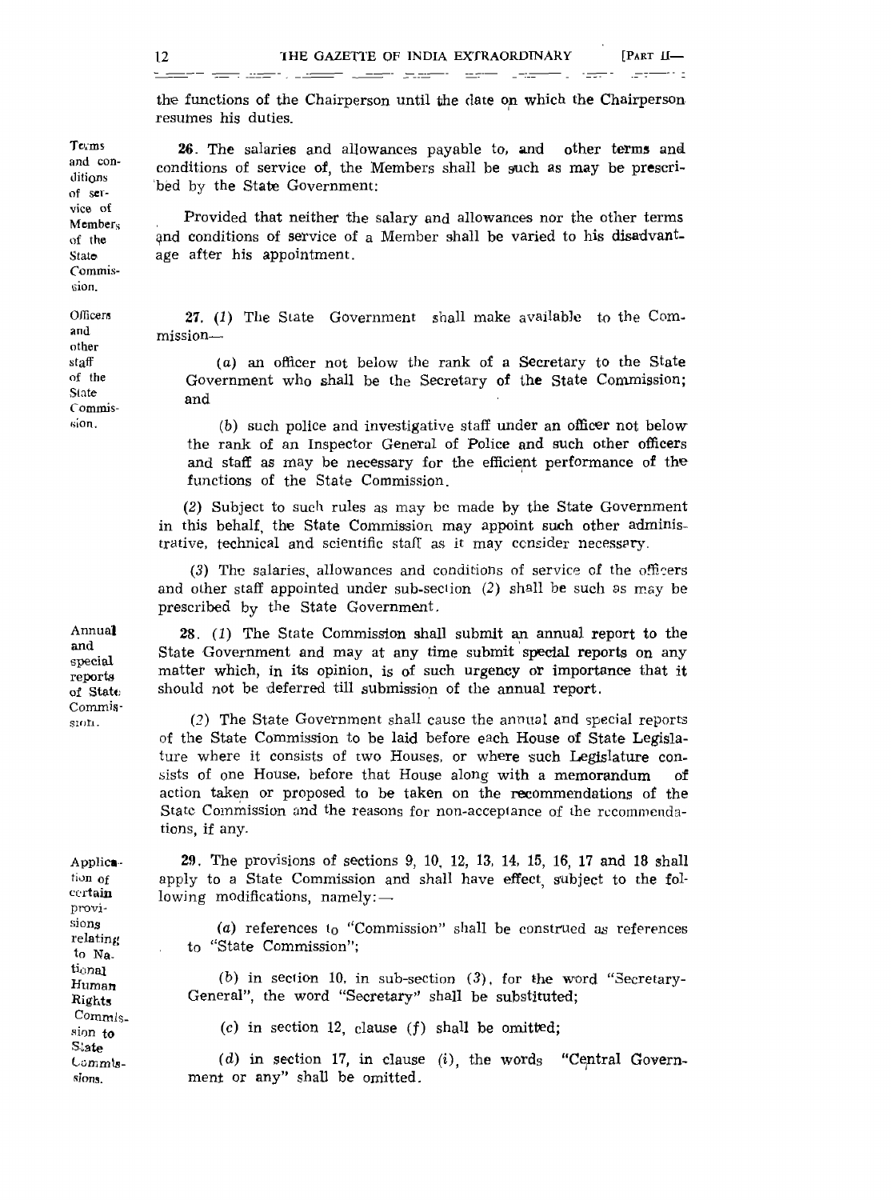the functions of the Chairperson until the date on which the Chairperson resumes his duties.

Terms and conditions of service of Members of the State Commission.

**26.** The salaries and allowances payable to, and other terms and conditions of service of, the Members shall be such as may be prescribed by the State Government:

Provided that neither the salary and allowances nor the other terms and conditions of service of a Member shall be varied to his disadvantage after his appointment.

Officers and other staff of the State Commission.

**27.** (*1*) The State Government shall make available to the Commission—

(*a*) an officer not below the rank of a Secretary to the State Government who shall be the Secretary of the State Commission; and

(*b*) such police and investigative staff under an officer not below the rank of an Inspector General of Police and such other officers and staff as may be necessary for the efficient performance of the functions of the State Commission.

(*2*) Subject to such rules as may be made by the State Government in this behalf, the State Commission may appoint such other administrative, technical and scientific staff as it may consider necessary.

(*3*) The salaries, allowances and conditions of service of the officers and other staff appointed under sub-section (*2*) shall be such as may be prescribed by the State Government.

Annual and special reports of State Commission.

**28.** (*1*) The State Commission shall submit an annual report to the State Government and may at any time submit special reports on any matter which, in its opinion, is of such urgency or importance that it should not be deferred till submission of the annual report.

(*2*) The State Government shall cause the annual and special reports of the State Commission to be laid before each House of State Legislature where it consists of two Houses, or where such Legislature consists of one House, before that House along with a memorandum of action taken or proposed to be taken on the recommendations of the State Commission and the reasons for non-acceptance of the recommendations, if any.

Application of certain provisions relating to National Human Rights Commission to State Commissions.

**29.** The provisions of sections 9, 10, 12, 13, 14, 15, 16, 17 and 18 shall apply to a State Commission and shall have effect, subject to the following modifications, namely:—

(*a*) references to "Commission" shall be construed as references to "State Commission";

(*b*) in section 10, in sub-section (*3*), for the word "Secretary-General", the word "Secretary" shall be substituted;

(*c*) in section 12, clause (*f*) shall be omitted;

(*d*) in section 17, in clause (*i*), the words "Central Government or any" shall be omitted.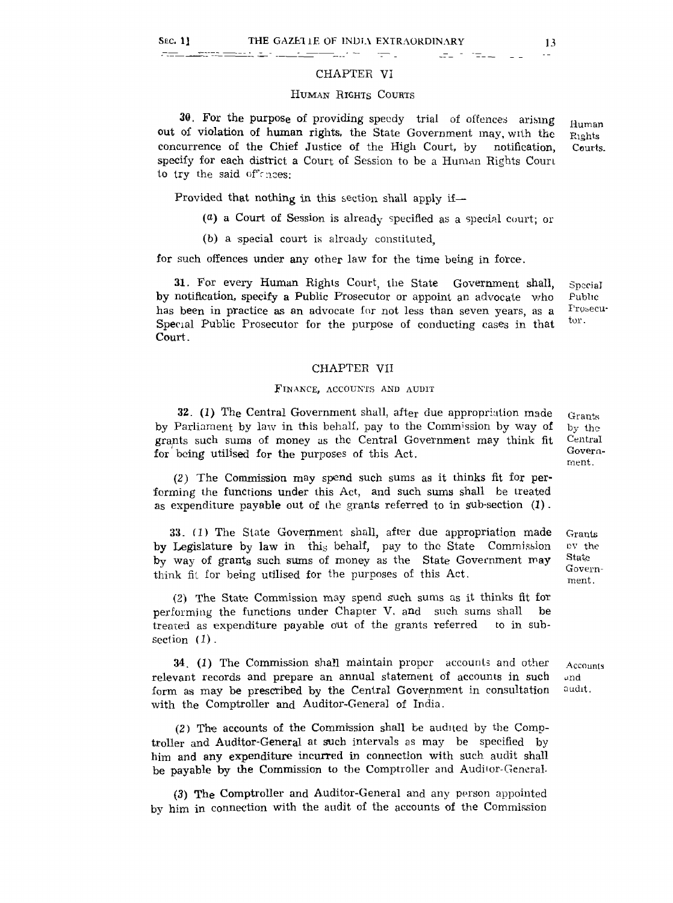## CHAPTER VI

### Human Rights Courts

**30.** For the purpose of providing speedy trial of offences arising out of violation of human rights, the State Government may, with the concurrence of the Chief Justice of the High Court, by notification, specify for each district a Court of Session to be a Human Rights Court to try the said offences: *Human Rights Courts.*

Provided that nothing in this section shall apply if—

(a) a Court of Session is already specified as a special court; or

(b) a special court is already constituted,

for such offences under any other law for the time being in force.

**31.** For every Human Rights Court, the State Government shall, by notification, specify a Public Prosecutor or appoint an advocate who has been in practice as an advocate for not less than seven years, as a Special Public Prosecutor for the purpose of conducting cases in that Court. *Special Public Prosecutor.*

## CHAPTER VII

### Finance, Accounts and Audit

**32.** (1) The Central Government shall, after due appropriation made by Parliament by law in this behalf, pay to the Commission by way of grants such sums of money as the Central Government may think fit for being utilised for the purposes of this Act. *Grants by the Central Government.*

(2) The Commission may spend such sums as it thinks fit for performing the functions under this Act, and such sums shall be treated as expenditure payable out of the grants referred to in sub-section (1).

**33.** (1) The State Government shall, after due appropriation made by Legislature by law in this behalf, pay to the State Commission by way of grants such sums of money as the State Government may think fit for being utilised for the purposes of this Act. *Grants by the State Government.*

(2) The State Commission may spend such sums as it thinks fit for performing the functions under Chapter V, and such sums shall be treated as expenditure payable out of the grants referred to in sub-section (1).

**34.** (1) The Commission shall maintain proper accounts and other relevant records and prepare an annual statement of accounts in such form as may be prescribed by the Central Government in consultation with the Comptroller and Auditor-General of India. *Accounts and audit.*

(2) The accounts of the Commission shall be audited by the Comptroller and Auditor-General at such intervals as may be specified by him and any expenditure incurred in connection with such audit shall be payable by the Commission to the Comptroller and Auditor-General.

(3) The Comptroller and Auditor-General and any person appointed by him in connection with the audit of the accounts of the Commission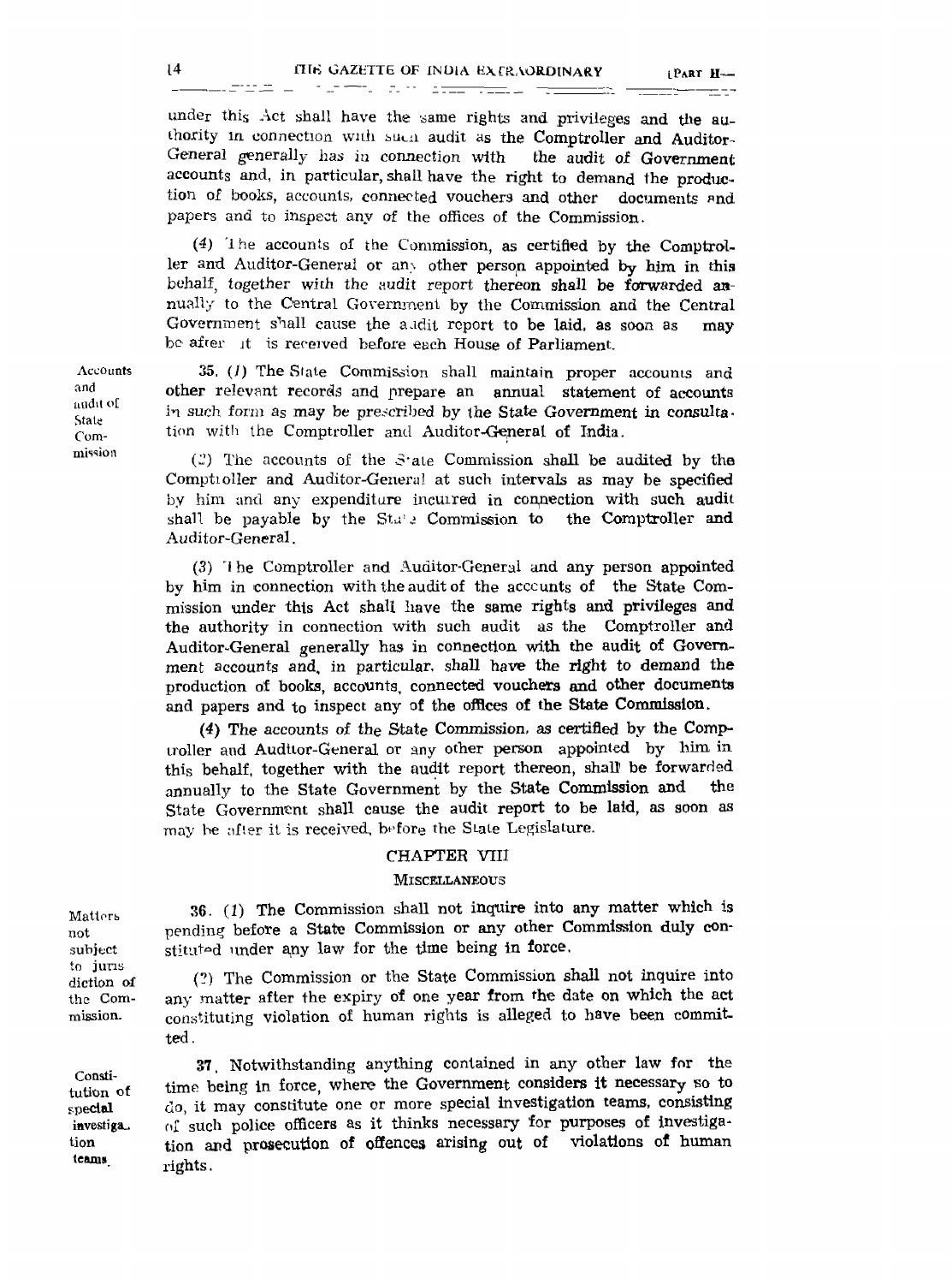under this Act shall have the same rights and privileges and the authority in connection with such audit as the Comptroller and Auditor-General generally has in connection with the audit of Government accounts and, in particular, shall have the right to demand the production of books, accounts, connected vouchers and other documents and papers and to inspect any of the offices of the Commission.

(4) The accounts of the Commission, as certified by the Comptroller and Auditor-General or any other person appointed by him in this behalf, together with the audit report thereon shall be forwarded annually to the Central Government by the Commission and the Central Government shall cause the audit report to be laid, as soon as may be after it is received before each House of Parliament.

Accounts and audit of State Commission

35. (1) The State Commission shall maintain proper accounts and other relevant records and prepare an annual statement of accounts in such form as may be prescribed by the State Government in consultation with the Comptroller and Auditor-General of India.

(2) The accounts of the State Commission shall be audited by the Comptroller and Auditor-General at such intervals as may be specified by him and any expenditure incurred in connection with such audit shall be payable by the State Commission to the Comptroller and Auditor-General.

(3) The Comptroller and Auditor-General and any person appointed by him in connection with the audit of the accounts of the State Commission under this Act shall have the same rights and privileges and the authority in connection with such audit as the Comptroller and Auditor-General generally has in connection with the audit of Government accounts and, in particular, shall have the right to demand the production of books, accounts, connected vouchers and other documents and papers and to inspect any of the offices of the State Commission.

(4) The accounts of the State Commission, as certified by the Comptroller and Auditor-General or any other person appointed by him in this behalf, together with the audit report thereon, shall be forwarded annually to the State Government by the State Commission and the State Government shall cause the audit report to be laid, as soon as may be after it is received, before the State Legislature.

## CHAPTER VIII

### MISCELLANEOUS

Matters not subject to jurisdiction of the Commission.

36. (1) The Commission shall not inquire into any matter which is pending before a State Commission or any other Commission duly constituted under any law for the time being in force.

(2) The Commission or the State Commission shall not inquire into any matter after the expiry of one year from the date on which the act constituting violation of human rights is alleged to have been committed.

Constitution of special investigation teams.

37. Notwithstanding anything contained in any other law for the time being in force, where the Government considers it necessary so to do, it may constitute one or more special investigation teams, consisting of such police officers as it thinks necessary for purposes of investigation and prosecution of offences arising out of violations of human rights.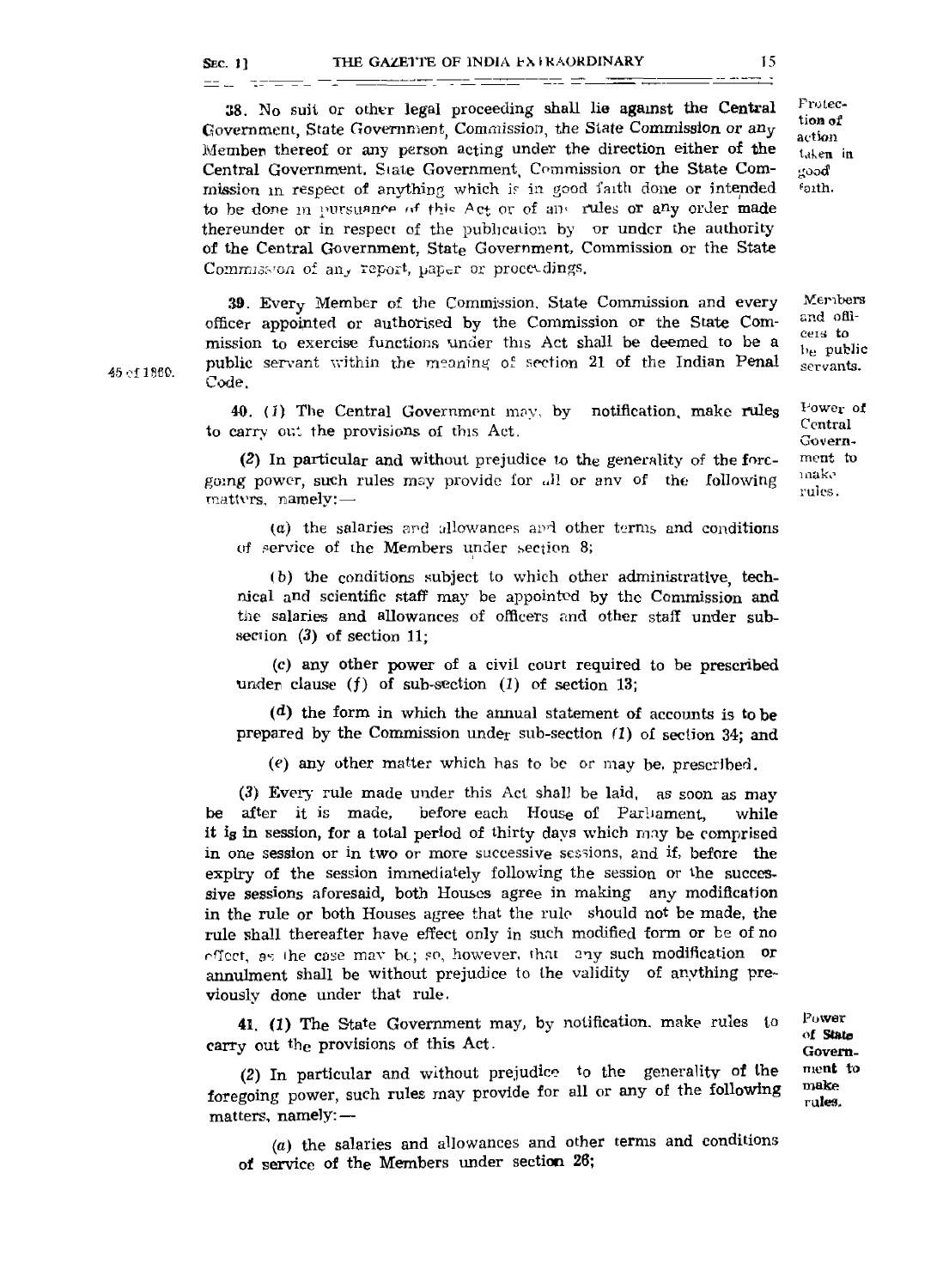38. No suit or other legal proceeding shall lie against the Central Government, State Government, Commission, the State Commission or any Member thereof or any person acting under the direction either of the Central Government, State Government, Commission or the State Commission in respect of anything which is in good faith done or intended to be done in pursuance of this Act or of any rules or any order made thereunder or in respect of the publication by or under the authority of the Central Government, State Government, Commission or the State Commission of any report, paper or proceedings.

*Protection of action taken in good faith.*

39. Every Member of the Commission, State Commission and every officer appointed or authorised by the Commission or the State Commission to exercise functions under this Act shall be deemed to be a public servant within the meaning of section 21 of the Indian Penal Code.

*Members and officers to be public servants.*

*45 of 1860.*

40. (1) The Central Government may, by notification, make rules to carry out the provisions of this Act.

*Power of Central Government to make rules.*

(2) In particular and without prejudice to the generality of the foregoing power, such rules may provide for all or any of the following matters, namely:—

(a) the salaries and allowances and other terms and conditions of service of the Members under section 8;

(b) the conditions subject to which other administrative, technical and scientific staff may be appointed by the Commission and the salaries and allowances of officers and other staff under sub-section (3) of section 11;

(c) any other power of a civil court required to be prescribed under clause (f) of sub-section (1) of section 13;

(d) the form in which the annual statement of accounts is to be prepared by the Commission under sub-section (1) of section 34; and

(e) any other matter which has to be or may be, prescribed.

(3) Every rule made under this Act shall be laid, as soon as may be after it is made, before each House of Parliament, while it is in session, for a total period of thirty days which may be comprised in one session or in two or more successive sessions, and if, before the expiry of the session immediately following the session or the successive sessions aforesaid, both Houses agree in making any modification in the rule or both Houses agree that the rule should not be made, the rule shall thereafter have effect only in such modified form or be of no effect, as the case may be; so, however, that any such modification or annulment shall be without prejudice to the validity of anything previously done under that rule.

41. (1) The State Government may, by notification, make rules to carry out the provisions of this Act.

*Power of State Government to make rules.*

(2) In particular and without prejudice to the generality of the foregoing power, such rules may provide for all or any of the following matters, namely:—

(a) the salaries and allowances and other terms and conditions of service of the Members under section 26;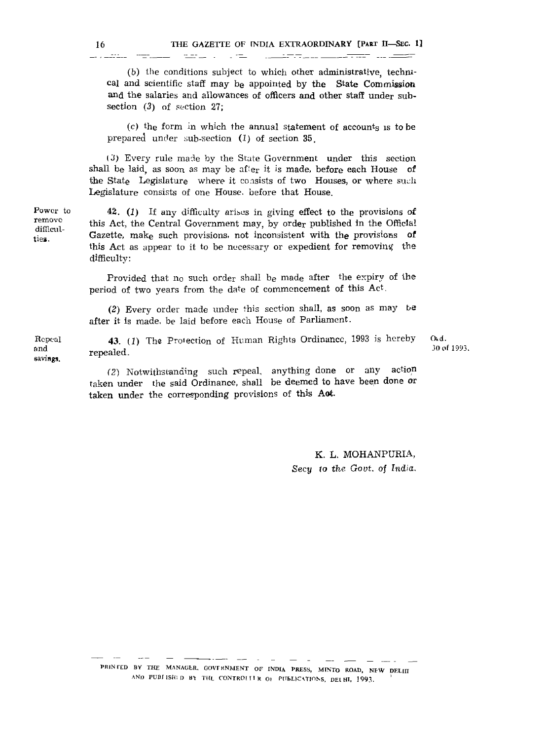(b) the conditions subject to which other administrative, technical and scientific staff may be appointed by the State Commission and the salaries and allowances of officers and other staff under sub-section (3) of section 27;

(c) the form in which the annual statement of accounts is to be prepared under sub-section (1) of section 35.

(3) Every rule made by the State Government under this section shall be laid, as soon as may be after it is made, before each House of the State Legislature where it consists of two Houses, or where such Legislature consists of one House, before that House.

**Power to remove difficulties.**

**42.** (1) If any difficulty arises in giving effect to the provisions of this Act, the Central Government may, by order published in the Official Gazette, make such provisions, not inconsistent with the provisions of this Act as appear to it to be necessary or expedient for removing the difficulty:

Provided that no such order shall be made after the expiry of the period of two years from the date of commencement of this Act.

(2) Every order made under this section shall, as soon as may be after it is made, be laid before each House of Parliament.

**Repeal and savings.**

**43.** (1) The Protection of Human Rights Ordinance, 1993 is hereby repealed. *(Ord. 30 of 1993.)*

(2) Notwithstanding such repeal, anything done or any action taken under the said Ordinance, shall be deemed to have been done or taken under the corresponding provisions of this Act.

K. L. MOHANPURIA,
*Secy to the Govt. of India.*

PRINTED BY THE MANAGER, GOVERNMENT OF INDIA PRESS, MINTO ROAD, NEW DELHI AND PUBLISHED BY THE CONTROLLER OF PUBLICATIONS, DELHI, 1993.